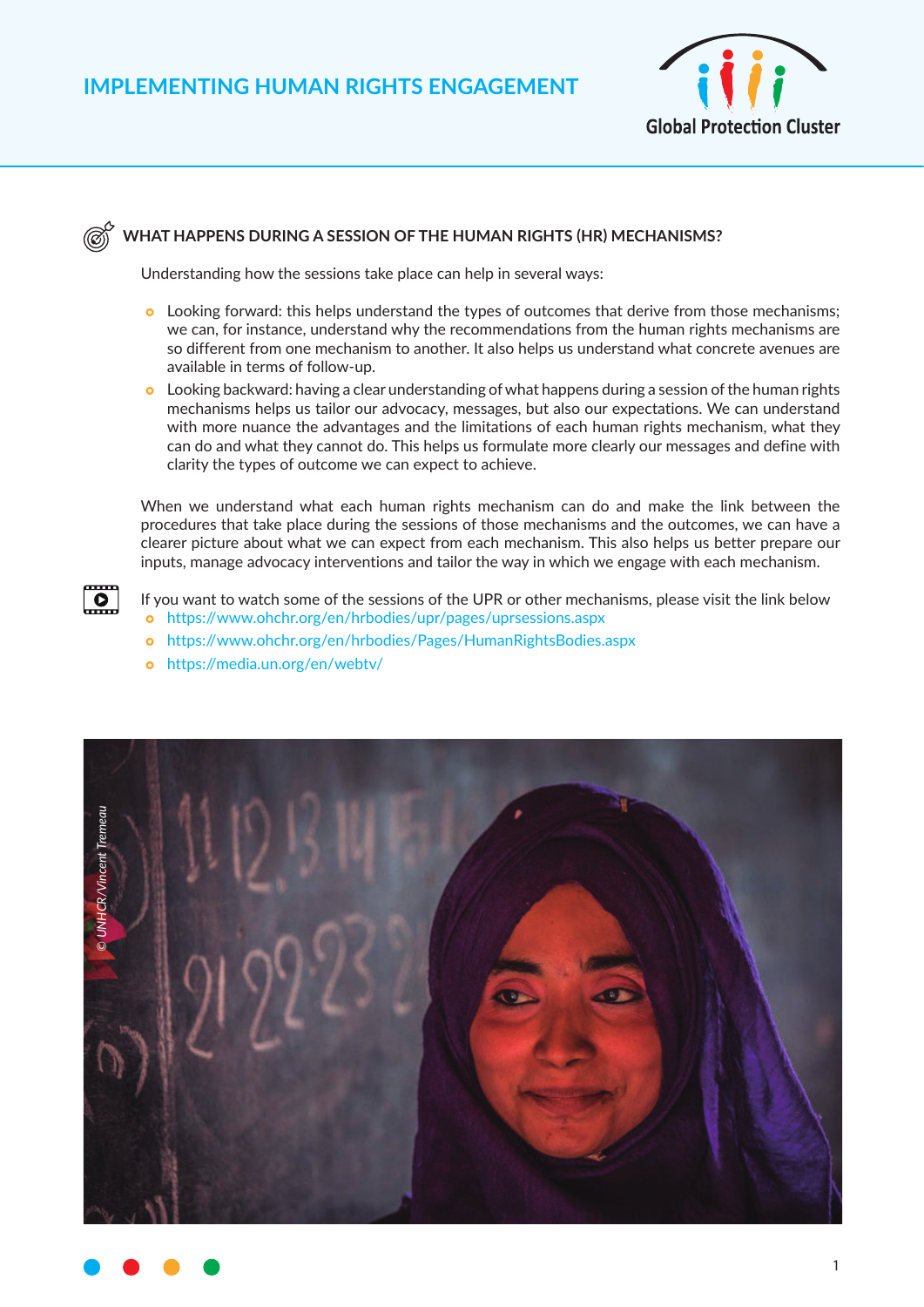# IMPLEMENTING HUMAN RIGHTS ENGAGEMENT

## WHAT HAPPENS DURING A SESSION OF THE HUMAN RIGHTS (HR) MECHANISMS?

Understanding how the sessions take place can help in several ways:

- Looking forward: this helps understand the types of outcomes that derive from those mechanisms; we can, for instance, understand why the recommendations from the human rights mechanisms are so different from one mechanism to another. It also helps us understand what concrete avenues are available in terms of follow-up.
- Looking backward: having a clear understanding of what happens during a session of the human rights mechanisms helps us tailor our advocacy, messages, but also our expectations. We can understand with more nuance the advantages and the limitations of each human rights mechanism, what they can do and what they cannot do. This helps us formulate more clearly our messages and define with clarity the types of outcome we can expect to achieve.

When we understand what each human rights mechanism can do and make the link between the procedures that take place during the sessions of those mechanisms and the outcomes, we can have a clearer picture about what we can expect from each mechanism. This also helps us better prepare our inputs, manage advocacy interventions and tailor the way in which we engage with each mechanism.

If you want to watch some of the sessions of the UPR or other mechanisms, please visit the link below

- https://www.ohchr.org/en/hrbodies/upr/pages/uprsessions.aspx
- https://www.ohchr.org/en/hrbodies/Pages/HumanRightsBodies.aspx
- https://media.un.org/en/webtv/

© UNHCR/Vincent Tremeau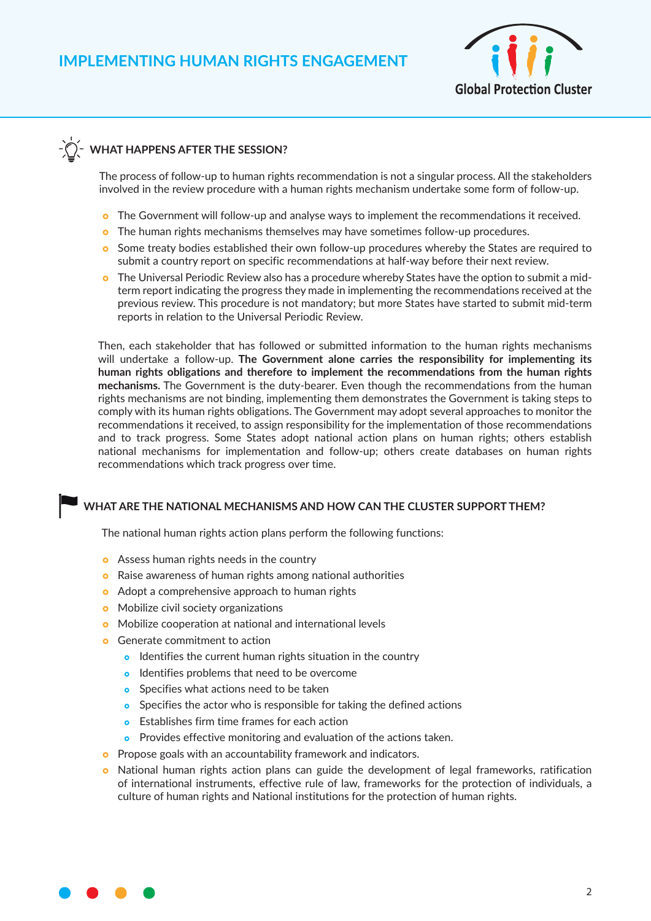## WHAT HAPPENS AFTER THE SESSION?

The process of follow-up to human rights recommendation is not a singular process. All the stakeholders involved in the review procedure with a human rights mechanism undertake some form of follow-up.

- The Government will follow-up and analyse ways to implement the recommendations it received.
- The human rights mechanisms themselves may have sometimes follow-up procedures.
- Some treaty bodies established their own follow-up procedures whereby the States are required to submit a country report on specific recommendations at half-way before their next review.
- The Universal Periodic Review also has a procedure whereby States have the option to submit a mid-term report indicating the progress they made in implementing the recommendations received at the previous review. This procedure is not mandatory; but more States have started to submit mid-term reports in relation to the Universal Periodic Review.

Then, each stakeholder that has followed or submitted information to the human rights mechanisms will undertake a follow-up. **The Government alone carries the responsibility for implementing its human rights obligations and therefore to implement the recommendations from the human rights mechanisms.** The Government is the duty-bearer. Even though the recommendations from the human rights mechanisms are not binding, implementing them demonstrates the Government is taking steps to comply with its human rights obligations. The Government may adopt several approaches to monitor the recommendations it received, to assign responsibility for the implementation of those recommendations and to track progress. Some States adopt national action plans on human rights; others establish national mechanisms for implementation and follow-up; others create databases on human rights recommendations which track progress over time.

## WHAT ARE THE NATIONAL MECHANISMS AND HOW CAN THE CLUSTER SUPPORT THEM?

The national human rights action plans perform the following functions:

- Assess human rights needs in the country
- Raise awareness of human rights among national authorities
- Adopt a comprehensive approach to human rights
- Mobilize civil society organizations
- Mobilize cooperation at national and international levels
- Generate commitment to action
  - Identifies the current human rights situation in the country
  - Identifies problems that need to be overcome
  - Specifies what actions need to be taken
  - Specifies the actor who is responsible for taking the defined actions
  - Establishes firm time frames for each action
  - Provides effective monitoring and evaluation of the actions taken.
- Propose goals with an accountability framework and indicators.
- National human rights action plans can guide the development of legal frameworks, ratification of international instruments, effective rule of law, frameworks for the protection of individuals, a culture of human rights and National institutions for the protection of human rights.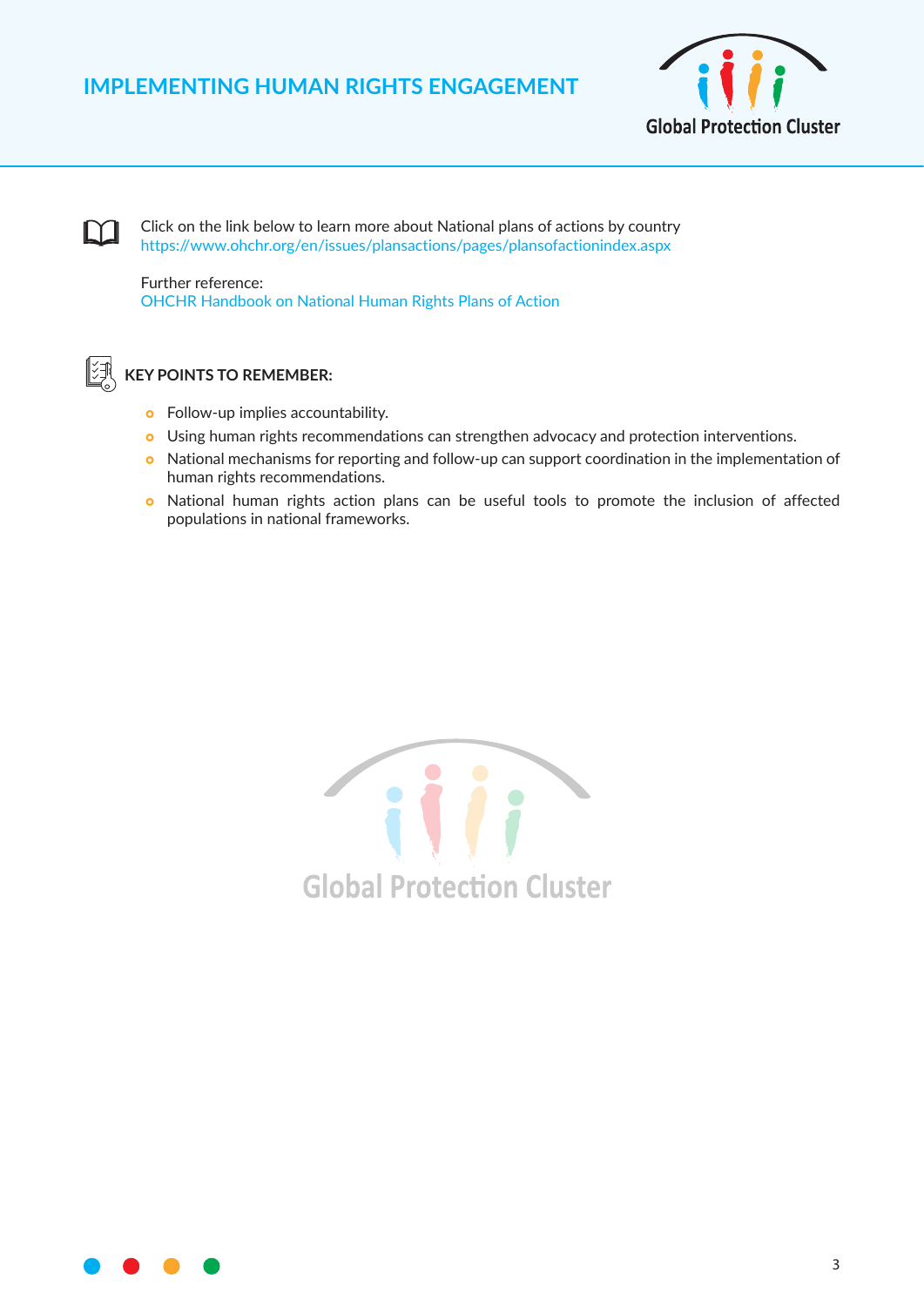Click on the link below to learn more about National plans of actions by country
https://www.ohchr.org/en/issues/plansactions/pages/plansofactionindex.aspx

Further reference:
OHCHR Handbook on National Human Rights Plans of Action

**KEY POINTS TO REMEMBER:**

- Follow-up implies accountability.
- Using human rights recommendations can strengthen advocacy and protection interventions.
- National mechanisms for reporting and follow-up can support coordination in the implementation of human rights recommendations.
- National human rights action plans can be useful tools to promote the inclusion of affected populations in national frameworks.